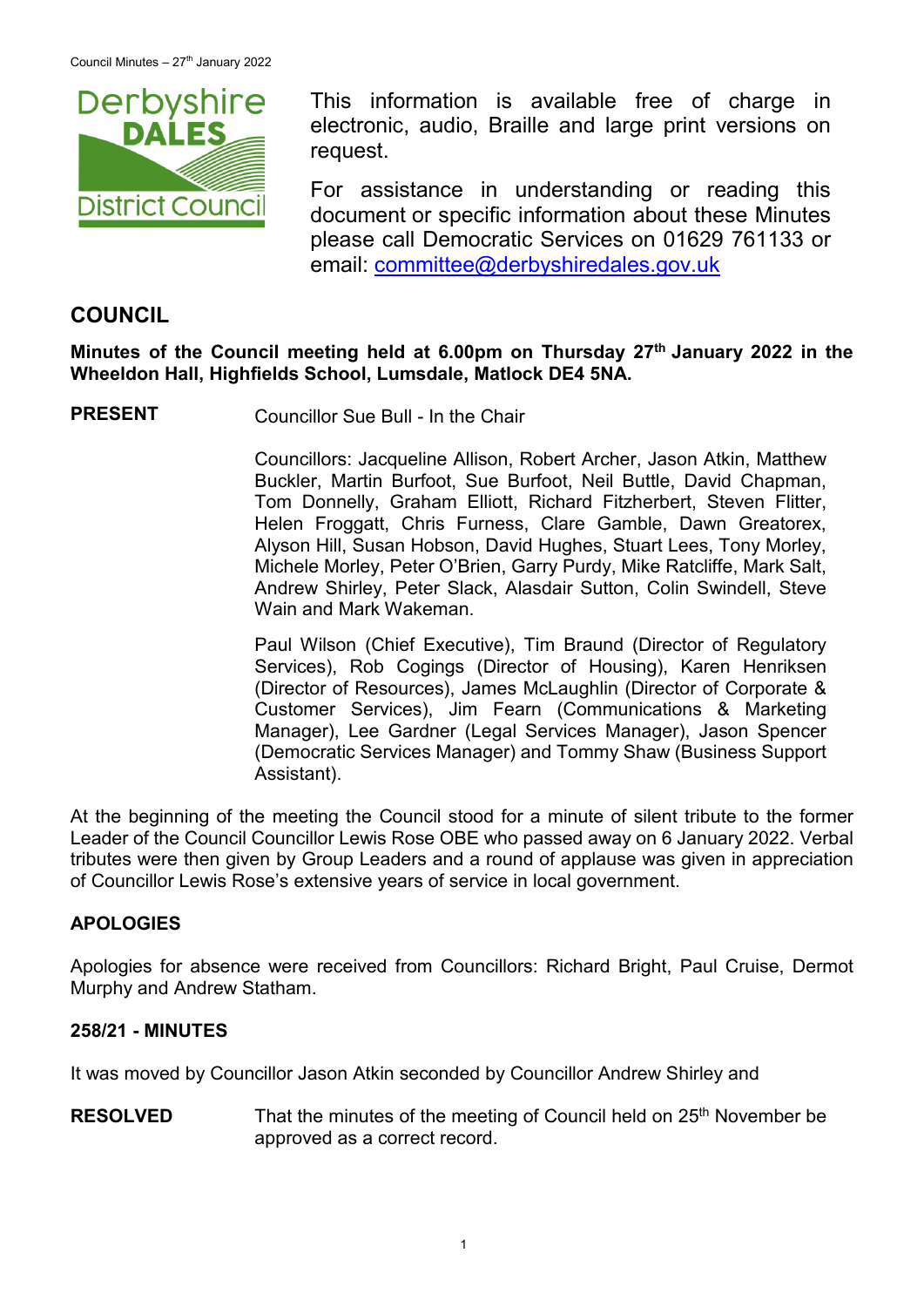This information is available free of charge in electronic, audio, Braille and large print versions on request.

For assistance in understanding or reading this document or specific information about these Minutes please call Democratic Services on 01629 761133 or email: committee@derbyshiredales.gov.uk

## COUNCIL

**Minutes of the Council meeting held at 6.00pm on Thursday 27th January 2022 in the Wheeldon Hall, Highfields School, Lumsdale, Matlock DE4 5NA.**

**PRESENT** Councillor Sue Bull - In the Chair

Councillors: Jacqueline Allison, Robert Archer, Jason Atkin, Matthew Buckler, Martin Burfoot, Sue Burfoot, Neil Buttle, David Chapman, Tom Donnelly, Graham Elliott, Richard Fitzherbert, Steven Flitter, Helen Froggatt, Chris Furness, Clare Gamble, Dawn Greatorex, Alyson Hill, Susan Hobson, David Hughes, Stuart Lees, Tony Morley, Michele Morley, Peter O'Brien, Garry Purdy, Mike Ratcliffe, Mark Salt, Andrew Shirley, Peter Slack, Alasdair Sutton, Colin Swindell, Steve Wain and Mark Wakeman.

Paul Wilson (Chief Executive), Tim Braund (Director of Regulatory Services), Rob Cogings (Director of Housing), Karen Henriksen (Director of Resources), James McLaughlin (Director of Corporate & Customer Services), Jim Fearn (Communications & Marketing Manager), Lee Gardner (Legal Services Manager), Jason Spencer (Democratic Services Manager) and Tommy Shaw (Business Support Assistant).

At the beginning of the meeting the Council stood for a minute of silent tribute to the former Leader of the Council Councillor Lewis Rose OBE who passed away on 6 January 2022. Verbal tributes were then given by Group Leaders and a round of applause was given in appreciation of Councillor Lewis Rose's extensive years of service in local government.

### APOLOGIES

Apologies for absence were received from Councillors: Richard Bright, Paul Cruise, Dermot Murphy and Andrew Statham.

### 258/21 - MINUTES

It was moved by Councillor Jason Atkin seconded by Councillor Andrew Shirley and

**RESOLVED** That the minutes of the meeting of Council held on 25th November be approved as a correct record.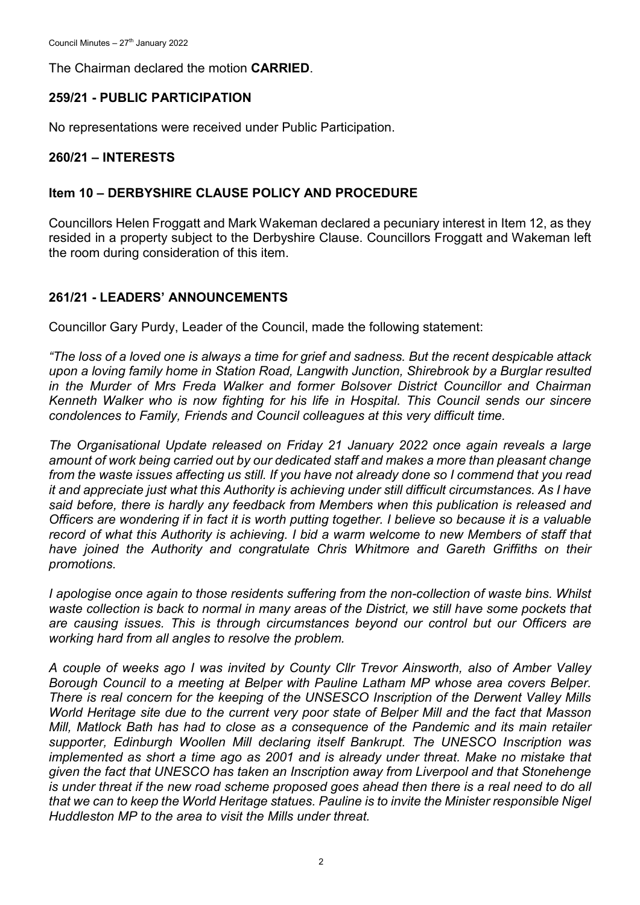The Chairman declared the motion **CARRIED**.

## 259/21 - PUBLIC PARTICIPATION

No representations were received under Public Participation.

## 260/21 – INTERESTS

## Item 10 – DERBYSHIRE CLAUSE POLICY AND PROCEDURE

Councillors Helen Froggatt and Mark Wakeman declared a pecuniary interest in Item 12, as they resided in a property subject to the Derbyshire Clause. Councillors Froggatt and Wakeman left the room during consideration of this item.

## 261/21 - LEADERS' ANNOUNCEMENTS

Councillor Gary Purdy, Leader of the Council, made the following statement:

*"The loss of a loved one is always a time for grief and sadness. But the recent despicable attack upon a loving family home in Station Road, Langwith Junction, Shirebrook by a Burglar resulted in the Murder of Mrs Freda Walker and former Bolsover District Councillor and Chairman Kenneth Walker who is now fighting for his life in Hospital. This Council sends our sincere condolences to Family, Friends and Council colleagues at this very difficult time.*

*The Organisational Update released on Friday 21 January 2022 once again reveals a large amount of work being carried out by our dedicated staff and makes a more than pleasant change from the waste issues affecting us still. If you have not already done so I commend that you read it and appreciate just what this Authority is achieving under still difficult circumstances. As I have said before, there is hardly any feedback from Members when this publication is released and Officers are wondering if in fact it is worth putting together. I believe so because it is a valuable record of what this Authority is achieving. I bid a warm welcome to new Members of staff that have joined the Authority and congratulate Chris Whitmore and Gareth Griffiths on their promotions.*

*I apologise once again to those residents suffering from the non-collection of waste bins. Whilst waste collection is back to normal in many areas of the District, we still have some pockets that are causing issues. This is through circumstances beyond our control but our Officers are working hard from all angles to resolve the problem.*

*A couple of weeks ago I was invited by County Cllr Trevor Ainsworth, also of Amber Valley Borough Council to a meeting at Belper with Pauline Latham MP whose area covers Belper. There is real concern for the keeping of the UNSESCO Inscription of the Derwent Valley Mills World Heritage site due to the current very poor state of Belper Mill and the fact that Masson Mill, Matlock Bath has had to close as a consequence of the Pandemic and its main retailer supporter, Edinburgh Woollen Mill declaring itself Bankrupt. The UNESCO Inscription was implemented as short a time ago as 2001 and is already under threat. Make no mistake that given the fact that UNESCO has taken an Inscription away from Liverpool and that Stonehenge is under threat if the new road scheme proposed goes ahead then there is a real need to do all that we can to keep the World Heritage statues. Pauline is to invite the Minister responsible Nigel Huddleston MP to the area to visit the Mills under threat.*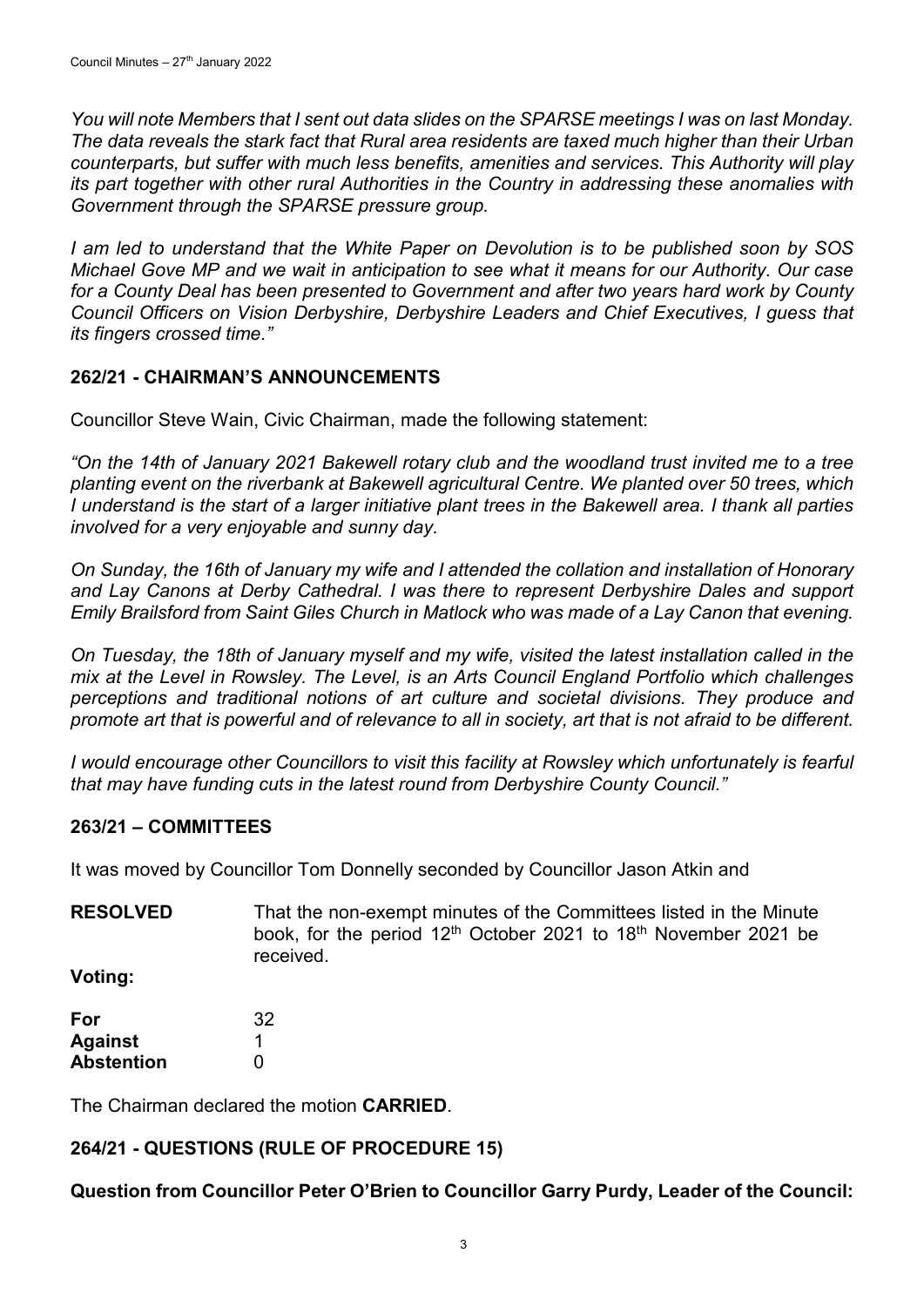*You will note Members that I sent out data slides on the SPARSE meetings I was on last Monday. The data reveals the stark fact that Rural area residents are taxed much higher than their Urban counterparts, but suffer with much less benefits, amenities and services. This Authority will play its part together with other rural Authorities in the Country in addressing these anomalies with Government through the SPARSE pressure group.*

*I am led to understand that the White Paper on Devolution is to be published soon by SOS Michael Gove MP and we wait in anticipation to see what it means for our Authority. Our case for a County Deal has been presented to Government and after two years hard work by County Council Officers on Vision Derbyshire, Derbyshire Leaders and Chief Executives, I guess that its fingers crossed time."*

## 262/21 - CHAIRMAN'S ANNOUNCEMENTS

Councillor Steve Wain, Civic Chairman, made the following statement:

*"On the 14th of January 2021 Bakewell rotary club and the woodland trust invited me to a tree planting event on the riverbank at Bakewell agricultural Centre. We planted over 50 trees, which I understand is the start of a larger initiative plant trees in the Bakewell area. I thank all parties involved for a very enjoyable and sunny day.*

*On Sunday, the 16th of January my wife and I attended the collation and installation of Honorary and Lay Canons at Derby Cathedral. I was there to represent Derbyshire Dales and support Emily Brailsford from Saint Giles Church in Matlock who was made of a Lay Canon that evening.*

*On Tuesday, the 18th of January myself and my wife, visited the latest installation called in the mix at the Level in Rowsley. The Level, is an Arts Council England Portfolio which challenges perceptions and traditional notions of art culture and societal divisions. They produce and promote art that is powerful and of relevance to all in society, art that is not afraid to be different.*

*I would encourage other Councillors to visit this facility at Rowsley which unfortunately is fearful that may have funding cuts in the latest round from Derbyshire County Council."*

## 263/21 – COMMITTEES

It was moved by Councillor Tom Donnelly seconded by Councillor Jason Atkin and

**RESOLVED** That the non-exempt minutes of the Committees listed in the Minute book, for the period 12th October 2021 to 18th November 2021 be received.

**Voting:**

| | |
|---|---|
| **For** | 32 |
| **Against** | 1 |
| **Abstention** | 0 |

The Chairman declared the motion **CARRIED**.

## 264/21 - QUESTIONS (RULE OF PROCEDURE 15)

**Question from Councillor Peter O'Brien to Councillor Garry Purdy, Leader of the Council:**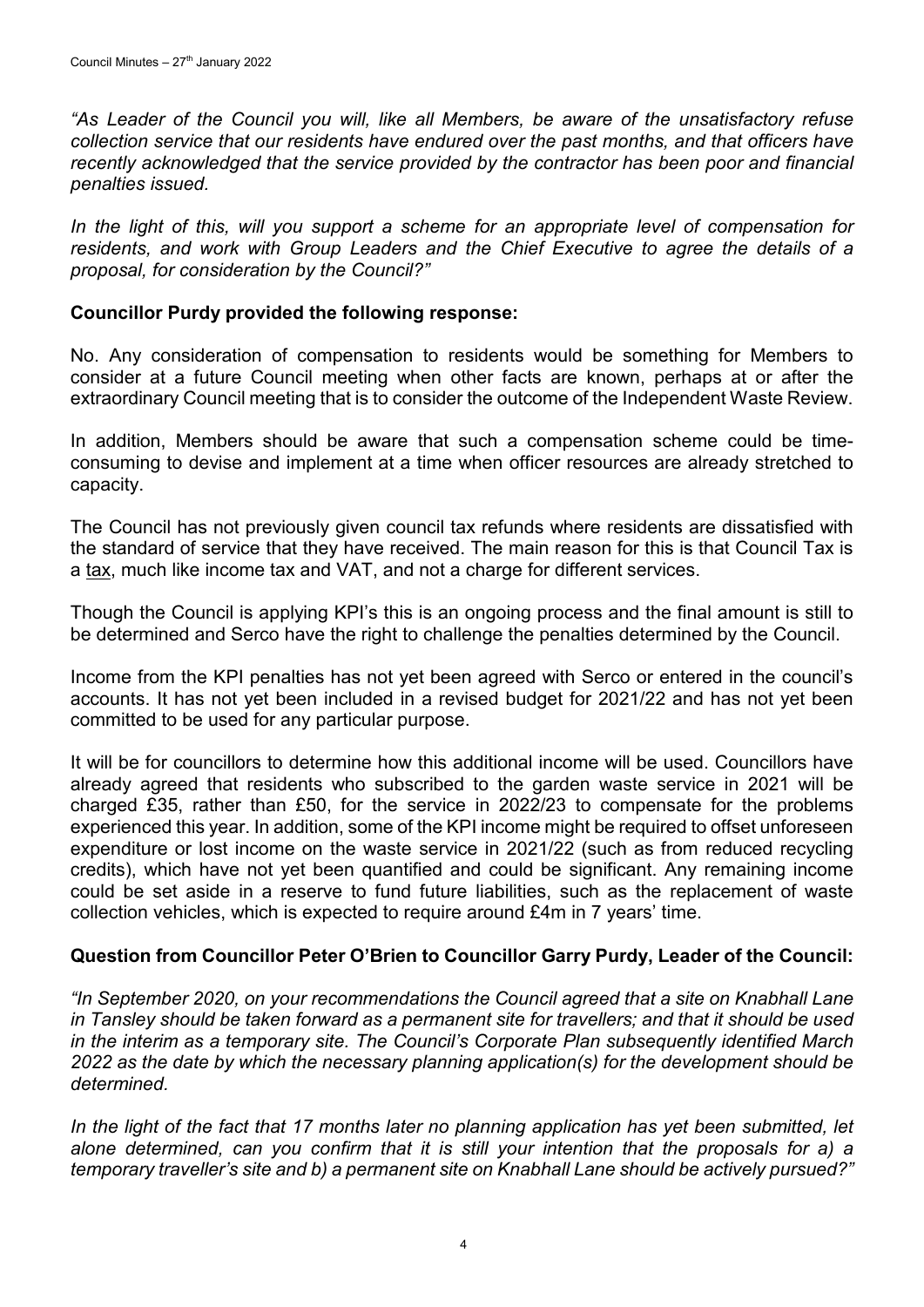*"As Leader of the Council you will, like all Members, be aware of the unsatisfactory refuse collection service that our residents have endured over the past months, and that officers have recently acknowledged that the service provided by the contractor has been poor and financial penalties issued.*

*In the light of this, will you support a scheme for an appropriate level of compensation for residents, and work with Group Leaders and the Chief Executive to agree the details of a proposal, for consideration by the Council?"*

**Councillor Purdy provided the following response:**

No. Any consideration of compensation to residents would be something for Members to consider at a future Council meeting when other facts are known, perhaps at or after the extraordinary Council meeting that is to consider the outcome of the Independent Waste Review.

In addition, Members should be aware that such a compensation scheme could be time-consuming to devise and implement at a time when officer resources are already stretched to capacity.

The Council has not previously given council tax refunds where residents are dissatisfied with the standard of service that they have received. The main reason for this is that Council Tax is a <u>tax</u>, much like income tax and VAT, and not a charge for different services.

Though the Council is applying KPI's this is an ongoing process and the final amount is still to be determined and Serco have the right to challenge the penalties determined by the Council.

Income from the KPI penalties has not yet been agreed with Serco or entered in the council's accounts. It has not yet been included in a revised budget for 2021/22 and has not yet been committed to be used for any particular purpose.

It will be for councillors to determine how this additional income will be used. Councillors have already agreed that residents who subscribed to the garden waste service in 2021 will be charged £35, rather than £50, for the service in 2022/23 to compensate for the problems experienced this year. In addition, some of the KPI income might be required to offset unforeseen expenditure or lost income on the waste service in 2021/22 (such as from reduced recycling credits), which have not yet been quantified and could be significant. Any remaining income could be set aside in a reserve to fund future liabilities, such as the replacement of waste collection vehicles, which is expected to require around £4m in 7 years' time.

**Question from Councillor Peter O'Brien to Councillor Garry Purdy, Leader of the Council:**

*"In September 2020, on your recommendations the Council agreed that a site on Knabhall Lane in Tansley should be taken forward as a permanent site for travellers; and that it should be used in the interim as a temporary site. The Council's Corporate Plan subsequently identified March 2022 as the date by which the necessary planning application(s) for the development should be determined.*

*In the light of the fact that 17 months later no planning application has yet been submitted, let alone determined, can you confirm that it is still your intention that the proposals for a) a temporary traveller's site and b) a permanent site on Knabhall Lane should be actively pursued?"*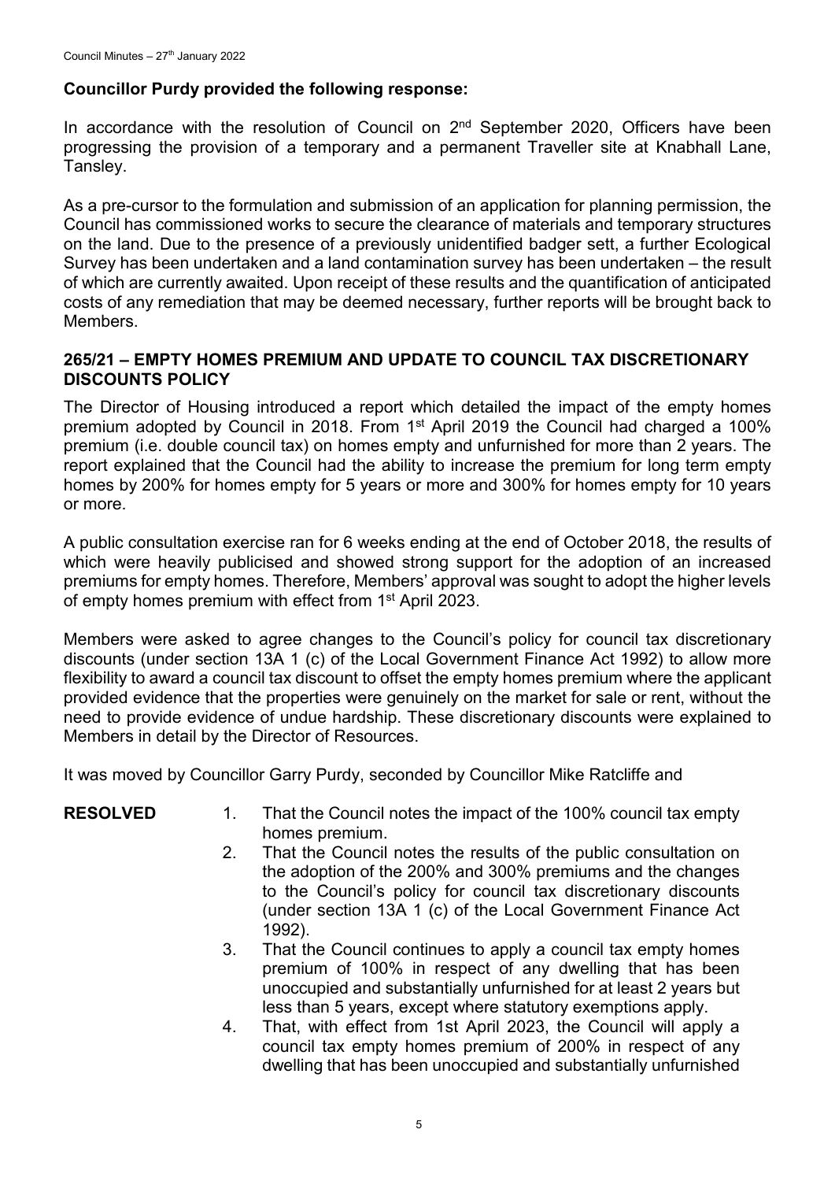**Councillor Purdy provided the following response:**

In accordance with the resolution of Council on 2nd September 2020, Officers have been progressing the provision of a temporary and a permanent Traveller site at Knabhall Lane, Tansley.

As a pre-cursor to the formulation and submission of an application for planning permission, the Council has commissioned works to secure the clearance of materials and temporary structures on the land. Due to the presence of a previously unidentified badger sett, a further Ecological Survey has been undertaken and a land contamination survey has been undertaken – the result of which are currently awaited. Upon receipt of these results and the quantification of anticipated costs of any remediation that may be deemed necessary, further reports will be brought back to Members.

## 265/21 – EMPTY HOMES PREMIUM AND UPDATE TO COUNCIL TAX DISCRETIONARY DISCOUNTS POLICY

The Director of Housing introduced a report which detailed the impact of the empty homes premium adopted by Council in 2018. From 1st April 2019 the Council had charged a 100% premium (i.e. double council tax) on homes empty and unfurnished for more than 2 years. The report explained that the Council had the ability to increase the premium for long term empty homes by 200% for homes empty for 5 years or more and 300% for homes empty for 10 years or more.

A public consultation exercise ran for 6 weeks ending at the end of October 2018, the results of which were heavily publicised and showed strong support for the adoption of an increased premiums for empty homes. Therefore, Members' approval was sought to adopt the higher levels of empty homes premium with effect from 1st April 2023.

Members were asked to agree changes to the Council's policy for council tax discretionary discounts (under section 13A 1 (c) of the Local Government Finance Act 1992) to allow more flexibility to award a council tax discount to offset the empty homes premium where the applicant provided evidence that the properties were genuinely on the market for sale or rent, without the need to provide evidence of undue hardship. These discretionary discounts were explained to Members in detail by the Director of Resources.

It was moved by Councillor Garry Purdy, seconded by Councillor Mike Ratcliffe and

**RESOLVED**

1. That the Council notes the impact of the 100% council tax empty homes premium.
2. That the Council notes the results of the public consultation on the adoption of the 200% and 300% premiums and the changes to the Council's policy for council tax discretionary discounts (under section 13A 1 (c) of the Local Government Finance Act 1992).
3. That the Council continues to apply a council tax empty homes premium of 100% in respect of any dwelling that has been unoccupied and substantially unfurnished for at least 2 years but less than 5 years, except where statutory exemptions apply.
4. That, with effect from 1st April 2023, the Council will apply a council tax empty homes premium of 200% in respect of any dwelling that has been unoccupied and substantially unfurnished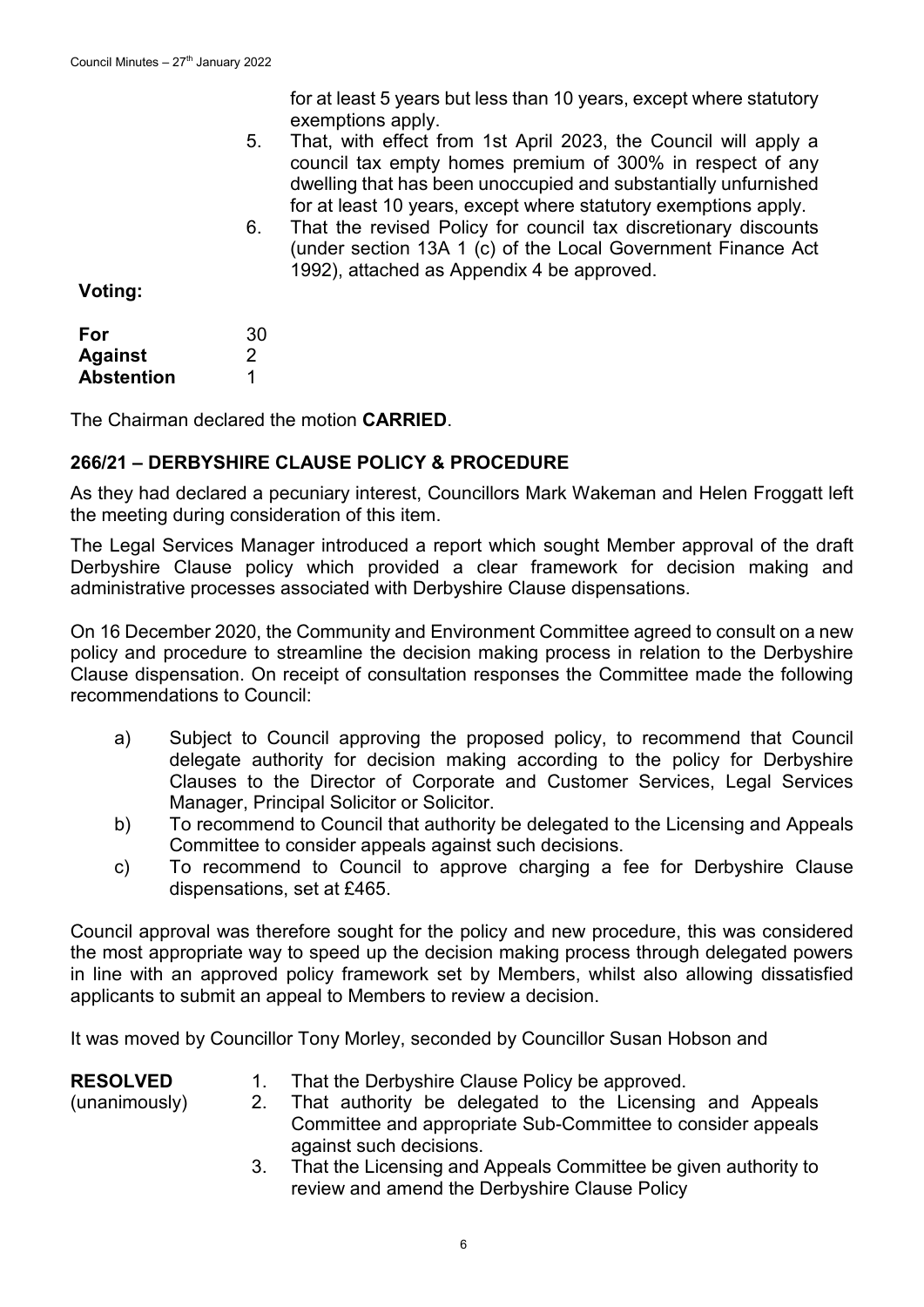for at least 5 years but less than 10 years, except where statutory exemptions apply.

5. That, with effect from 1st April 2023, the Council will apply a council tax empty homes premium of 300% in respect of any dwelling that has been unoccupied and substantially unfurnished for at least 10 years, except where statutory exemptions apply.
6. That the revised Policy for council tax discretionary discounts (under section 13A 1 (c) of the Local Government Finance Act 1992), attached as Appendix 4 be approved.

**Voting:**

| | |
|---|---|
| **For** | 30 |
| **Against** | 2 |
| **Abstention** | 1 |

The Chairman declared the motion **CARRIED**.

## 266/21 – DERBYSHIRE CLAUSE POLICY & PROCEDURE

As they had declared a pecuniary interest, Councillors Mark Wakeman and Helen Froggatt left the meeting during consideration of this item.

The Legal Services Manager introduced a report which sought Member approval of the draft Derbyshire Clause policy which provided a clear framework for decision making and administrative processes associated with Derbyshire Clause dispensations.

On 16 December 2020, the Community and Environment Committee agreed to consult on a new policy and procedure to streamline the decision making process in relation to the Derbyshire Clause dispensation. On receipt of consultation responses the Committee made the following recommendations to Council:

a) Subject to Council approving the proposed policy, to recommend that Council delegate authority for decision making according to the policy for Derbyshire Clauses to the Director of Corporate and Customer Services, Legal Services Manager, Principal Solicitor or Solicitor.
b) To recommend to Council that authority be delegated to the Licensing and Appeals Committee to consider appeals against such decisions.
c) To recommend to Council to approve charging a fee for Derbyshire Clause dispensations, set at £465.

Council approval was therefore sought for the policy and new procedure, this was considered the most appropriate way to speed up the decision making process through delegated powers in line with an approved policy framework set by Members, whilst also allowing dissatisfied applicants to submit an appeal to Members to review a decision.

It was moved by Councillor Tony Morley, seconded by Councillor Susan Hobson and

**RESOLVED** (unanimously)

1. That the Derbyshire Clause Policy be approved.
2. That authority be delegated to the Licensing and Appeals Committee and appropriate Sub-Committee to consider appeals against such decisions.
3. That the Licensing and Appeals Committee be given authority to review and amend the Derbyshire Clause Policy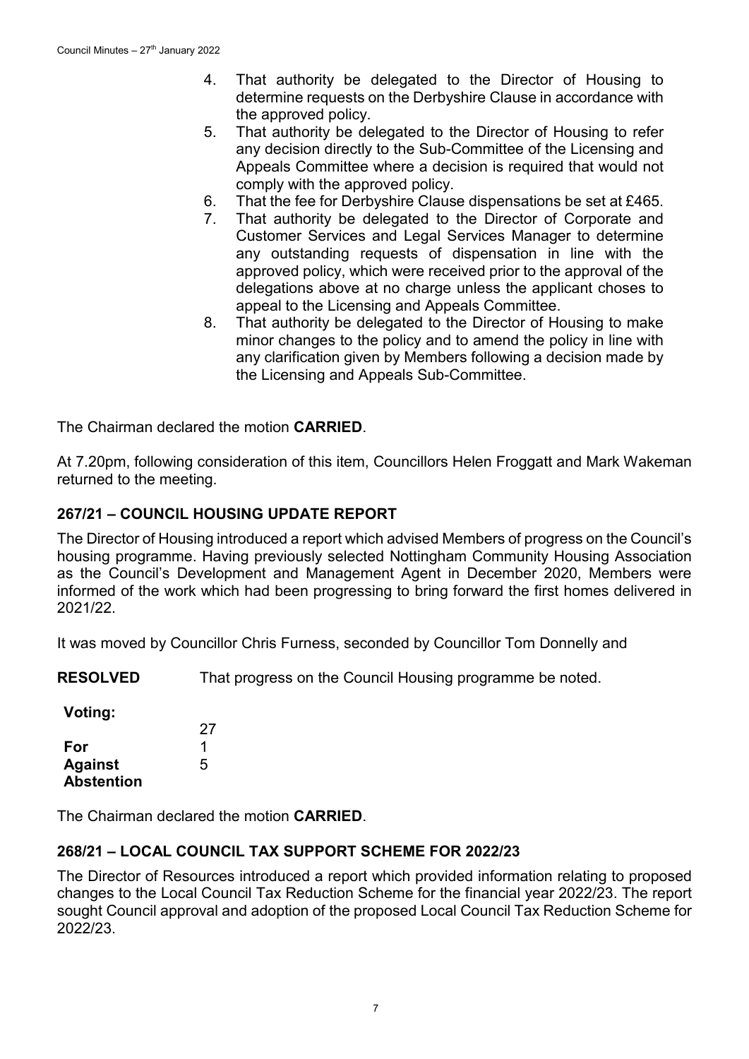4. That authority be delegated to the Director of Housing to determine requests on the Derbyshire Clause in accordance with the approved policy.
5. That authority be delegated to the Director of Housing to refer any decision directly to the Sub-Committee of the Licensing and Appeals Committee where a decision is required that would not comply with the approved policy.
6. That the fee for Derbyshire Clause dispensations be set at £465.
7. That authority be delegated to the Director of Corporate and Customer Services and Legal Services Manager to determine any outstanding requests of dispensation in line with the approved policy, which were received prior to the approval of the delegations above at no charge unless the applicant choses to appeal to the Licensing and Appeals Committee.
8. That authority be delegated to the Director of Housing to make minor changes to the policy and to amend the policy in line with any clarification given by Members following a decision made by the Licensing and Appeals Sub-Committee.

The Chairman declared the motion **CARRIED**.

At 7.20pm, following consideration of this item, Councillors Helen Froggatt and Mark Wakeman returned to the meeting.

## 267/21 – COUNCIL HOUSING UPDATE REPORT

The Director of Housing introduced a report which advised Members of progress on the Council's housing programme. Having previously selected Nottingham Community Housing Association as the Council's Development and Management Agent in December 2020, Members were informed of the work which had been progressing to bring forward the first homes delivered in 2021/22.

It was moved by Councillor Chris Furness, seconded by Councillor Tom Donnelly and

**RESOLVED** That progress on the Council Housing programme be noted.

**Voting:**

| | |
|---|---|
| **For** | 27 |
| **Against** | 1 |
| **Abstention** | 5 |

The Chairman declared the motion **CARRIED**.

## 268/21 – LOCAL COUNCIL TAX SUPPORT SCHEME FOR 2022/23

The Director of Resources introduced a report which provided information relating to proposed changes to the Local Council Tax Reduction Scheme for the financial year 2022/23. The report sought Council approval and adoption of the proposed Local Council Tax Reduction Scheme for 2022/23.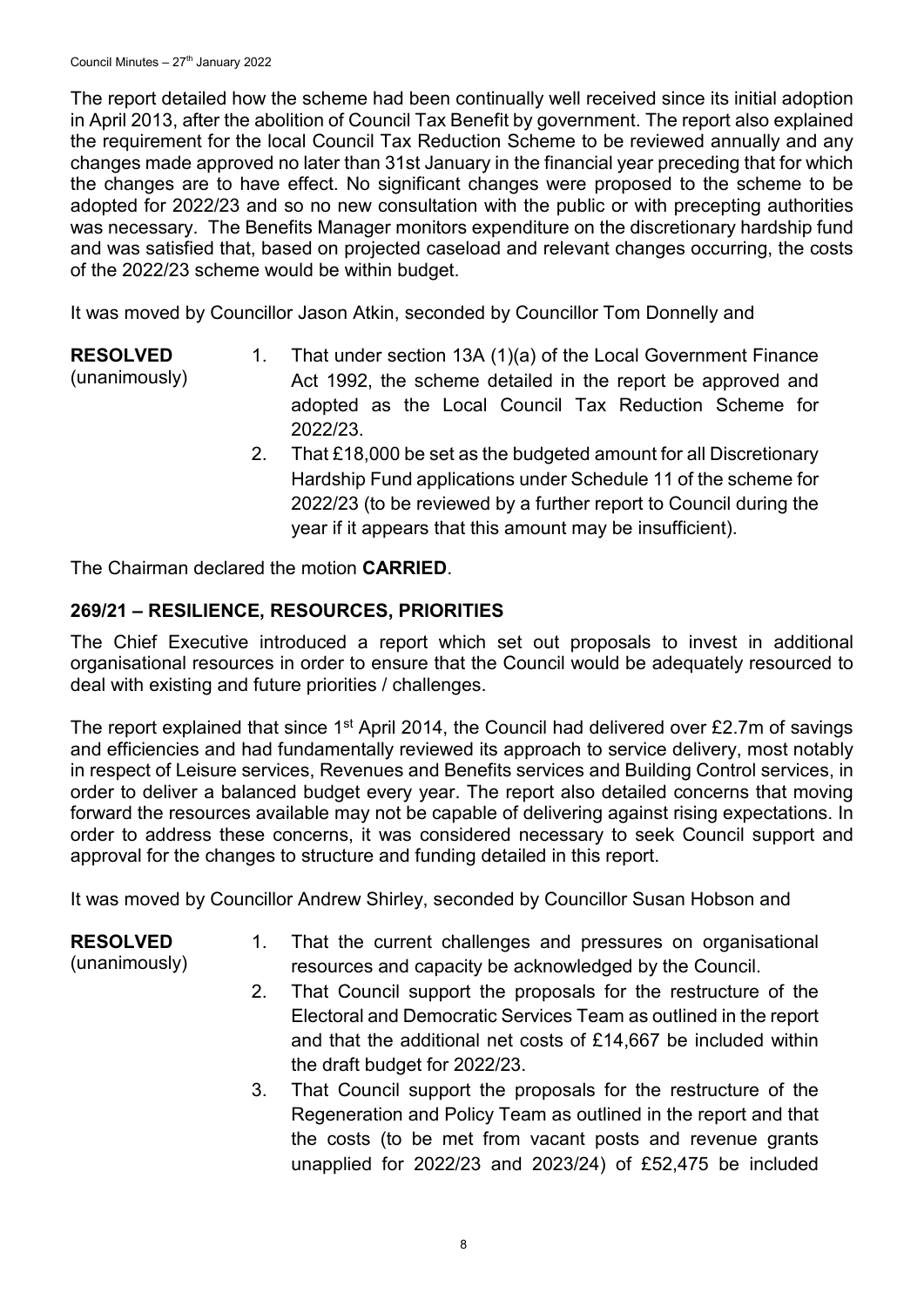The report detailed how the scheme had been continually well received since its initial adoption in April 2013, after the abolition of Council Tax Benefit by government. The report also explained the requirement for the local Council Tax Reduction Scheme to be reviewed annually and any changes made approved no later than 31st January in the financial year preceding that for which the changes are to have effect. No significant changes were proposed to the scheme to be adopted for 2022/23 and so no new consultation with the public or with precepting authorities was necessary. The Benefits Manager monitors expenditure on the discretionary hardship fund and was satisfied that, based on projected caseload and relevant changes occurring, the costs of the 2022/23 scheme would be within budget.

It was moved by Councillor Jason Atkin, seconded by Councillor Tom Donnelly and

**RESOLVED** (unanimously)

1. That under section 13A (1)(a) of the Local Government Finance Act 1992, the scheme detailed in the report be approved and adopted as the Local Council Tax Reduction Scheme for 2022/23.
2. That £18,000 be set as the budgeted amount for all Discretionary Hardship Fund applications under Schedule 11 of the scheme for 2022/23 (to be reviewed by a further report to Council during the year if it appears that this amount may be insufficient).

The Chairman declared the motion **CARRIED**.

## 269/21 – RESILIENCE, RESOURCES, PRIORITIES

The Chief Executive introduced a report which set out proposals to invest in additional organisational resources in order to ensure that the Council would be adequately resourced to deal with existing and future priorities / challenges.

The report explained that since 1st April 2014, the Council had delivered over £2.7m of savings and efficiencies and had fundamentally reviewed its approach to service delivery, most notably in respect of Leisure services, Revenues and Benefits services and Building Control services, in order to deliver a balanced budget every year. The report also detailed concerns that moving forward the resources available may not be capable of delivering against rising expectations. In order to address these concerns, it was considered necessary to seek Council support and approval for the changes to structure and funding detailed in this report.

It was moved by Councillor Andrew Shirley, seconded by Councillor Susan Hobson and

**RESOLVED** (unanimously)

1. That the current challenges and pressures on organisational resources and capacity be acknowledged by the Council.
2. That Council support the proposals for the restructure of the Electoral and Democratic Services Team as outlined in the report and that the additional net costs of £14,667 be included within the draft budget for 2022/23.
3. That Council support the proposals for the restructure of the Regeneration and Policy Team as outlined in the report and that the costs (to be met from vacant posts and revenue grants unapplied for 2022/23 and 2023/24) of £52,475 be included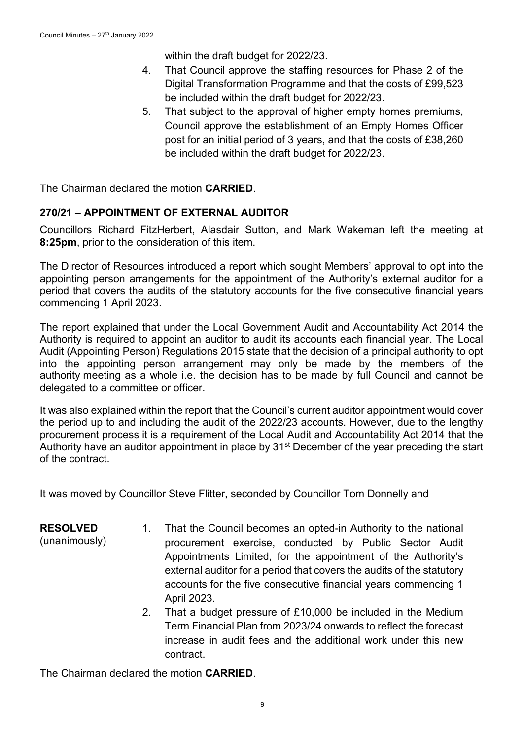within the draft budget for 2022/23.

4. That Council approve the staffing resources for Phase 2 of the Digital Transformation Programme and that the costs of £99,523 be included within the draft budget for 2022/23.
5. That subject to the approval of higher empty homes premiums, Council approve the establishment of an Empty Homes Officer post for an initial period of 3 years, and that the costs of £38,260 be included within the draft budget for 2022/23.

The Chairman declared the motion **CARRIED**.

## 270/21 – APPOINTMENT OF EXTERNAL AUDITOR

Councillors Richard FitzHerbert, Alasdair Sutton, and Mark Wakeman left the meeting at **8:25pm**, prior to the consideration of this item.

The Director of Resources introduced a report which sought Members' approval to opt into the appointing person arrangements for the appointment of the Authority's external auditor for a period that covers the audits of the statutory accounts for the five consecutive financial years commencing 1 April 2023.

The report explained that under the Local Government Audit and Accountability Act 2014 the Authority is required to appoint an auditor to audit its accounts each financial year. The Local Audit (Appointing Person) Regulations 2015 state that the decision of a principal authority to opt into the appointing person arrangement may only be made by the members of the authority meeting as a whole i.e. the decision has to be made by full Council and cannot be delegated to a committee or officer.

It was also explained within the report that the Council's current auditor appointment would cover the period up to and including the audit of the 2022/23 accounts. However, due to the lengthy procurement process it is a requirement of the Local Audit and Accountability Act 2014 that the Authority have an auditor appointment in place by 31st December of the year preceding the start of the contract.

It was moved by Councillor Steve Flitter, seconded by Councillor Tom Donnelly and

**RESOLVED** (unanimously)

1. That the Council becomes an opted-in Authority to the national procurement exercise, conducted by Public Sector Audit Appointments Limited, for the appointment of the Authority's external auditor for a period that covers the audits of the statutory accounts for the five consecutive financial years commencing 1 April 2023.
2. That a budget pressure of £10,000 be included in the Medium Term Financial Plan from 2023/24 onwards to reflect the forecast increase in audit fees and the additional work under this new contract.

The Chairman declared the motion **CARRIED**.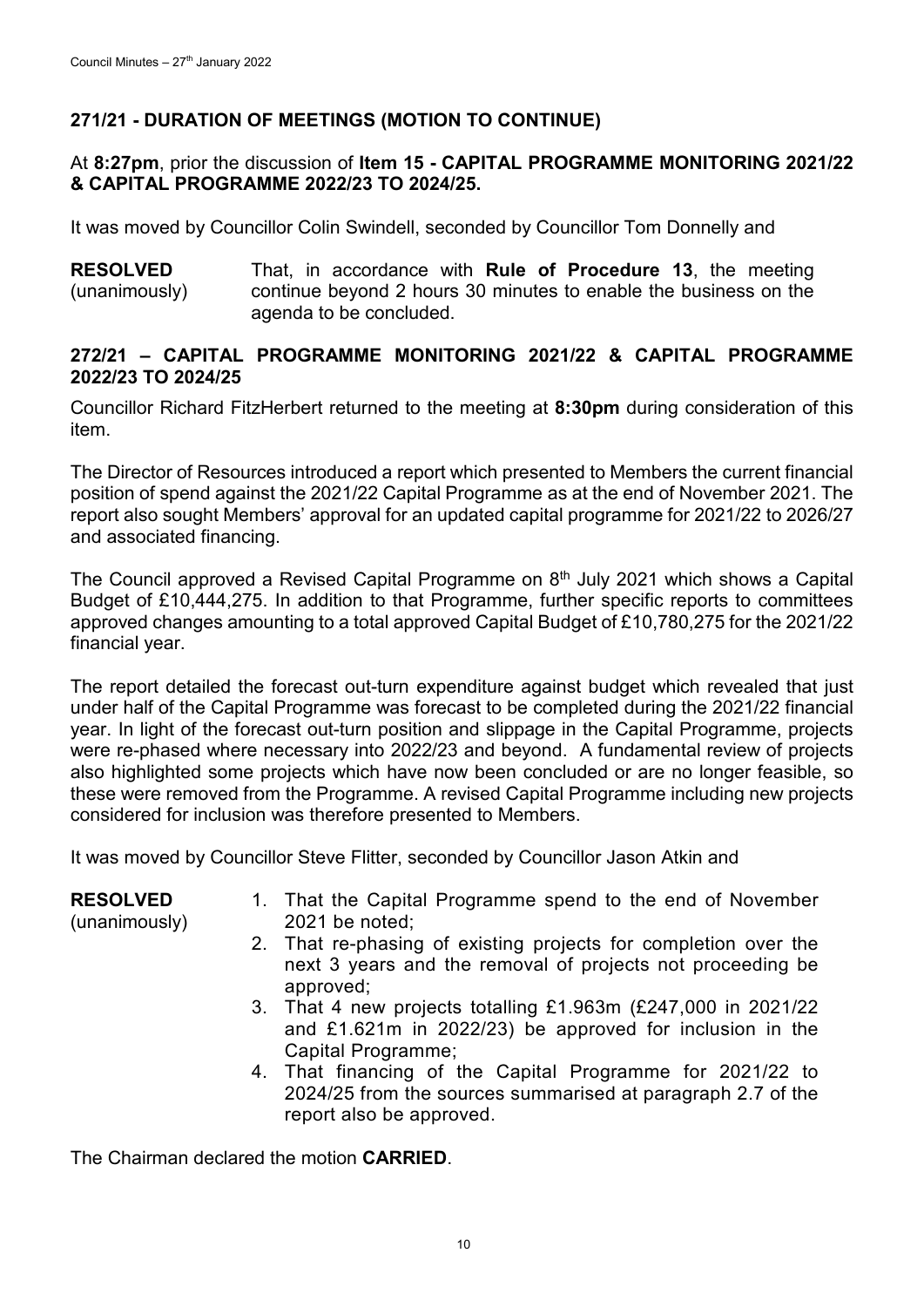## 271/21 - DURATION OF MEETINGS (MOTION TO CONTINUE)

At **8:27pm**, prior the discussion of **Item 15 - CAPITAL PROGRAMME MONITORING 2021/22 & CAPITAL PROGRAMME 2022/23 TO 2024/25.**

It was moved by Councillor Colin Swindell, seconded by Councillor Tom Donnelly and

**RESOLVED** (unanimously)

That, in accordance with **Rule of Procedure 13**, the meeting continue beyond 2 hours 30 minutes to enable the business on the agenda to be concluded.

## 272/21 – CAPITAL PROGRAMME MONITORING 2021/22 & CAPITAL PROGRAMME 2022/23 TO 2024/25

Councillor Richard FitzHerbert returned to the meeting at **8:30pm** during consideration of this item.

The Director of Resources introduced a report which presented to Members the current financial position of spend against the 2021/22 Capital Programme as at the end of November 2021. The report also sought Members' approval for an updated capital programme for 2021/22 to 2026/27 and associated financing.

The Council approved a Revised Capital Programme on 8th July 2021 which shows a Capital Budget of £10,444,275. In addition to that Programme, further specific reports to committees approved changes amounting to a total approved Capital Budget of £10,780,275 for the 2021/22 financial year.

The report detailed the forecast out-turn expenditure against budget which revealed that just under half of the Capital Programme was forecast to be completed during the 2021/22 financial year. In light of the forecast out-turn position and slippage in the Capital Programme, projects were re-phased where necessary into 2022/23 and beyond. A fundamental review of projects also highlighted some projects which have now been concluded or are no longer feasible, so these were removed from the Programme. A revised Capital Programme including new projects considered for inclusion was therefore presented to Members.

It was moved by Councillor Steve Flitter, seconded by Councillor Jason Atkin and

**RESOLVED** (unanimously)

1. That the Capital Programme spend to the end of November 2021 be noted;
2. That re-phasing of existing projects for completion over the next 3 years and the removal of projects not proceeding be approved;
3. That 4 new projects totalling £1.963m (£247,000 in 2021/22 and £1.621m in 2022/23) be approved for inclusion in the Capital Programme;
4. That financing of the Capital Programme for 2021/22 to 2024/25 from the sources summarised at paragraph 2.7 of the report also be approved.

The Chairman declared the motion **CARRIED**.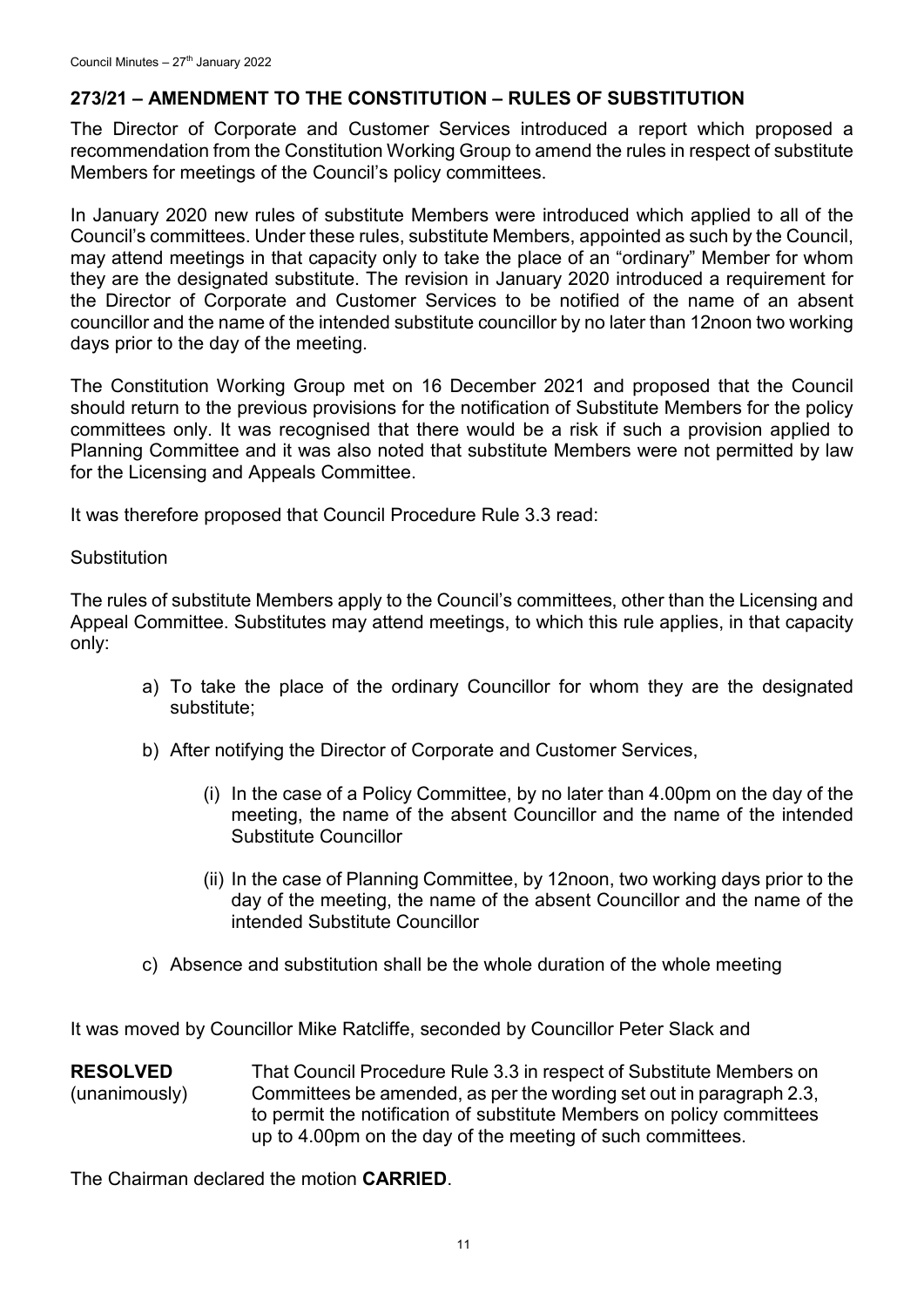## 273/21 – AMENDMENT TO THE CONSTITUTION – RULES OF SUBSTITUTION

The Director of Corporate and Customer Services introduced a report which proposed a recommendation from the Constitution Working Group to amend the rules in respect of substitute Members for meetings of the Council's policy committees.

In January 2020 new rules of substitute Members were introduced which applied to all of the Council's committees. Under these rules, substitute Members, appointed as such by the Council, may attend meetings in that capacity only to take the place of an "ordinary" Member for whom they are the designated substitute. The revision in January 2020 introduced a requirement for the Director of Corporate and Customer Services to be notified of the name of an absent councillor and the name of the intended substitute councillor by no later than 12noon two working days prior to the day of the meeting.

The Constitution Working Group met on 16 December 2021 and proposed that the Council should return to the previous provisions for the notification of Substitute Members for the policy committees only. It was recognised that there would be a risk if such a provision applied to Planning Committee and it was also noted that substitute Members were not permitted by law for the Licensing and Appeals Committee.

It was therefore proposed that Council Procedure Rule 3.3 read:

Substitution

The rules of substitute Members apply to the Council's committees, other than the Licensing and Appeal Committee. Substitutes may attend meetings, to which this rule applies, in that capacity only:

a) To take the place of the ordinary Councillor for whom they are the designated substitute;

b) After notifying the Director of Corporate and Customer Services,

   (i) In the case of a Policy Committee, by no later than 4.00pm on the day of the meeting, the name of the absent Councillor and the name of the intended Substitute Councillor

   (ii) In the case of Planning Committee, by 12noon, two working days prior to the day of the meeting, the name of the absent Councillor and the name of the intended Substitute Councillor

c) Absence and substitution shall be the whole duration of the whole meeting

It was moved by Councillor Mike Ratcliffe, seconded by Councillor Peter Slack and

**RESOLVED** (unanimously) That Council Procedure Rule 3.3 in respect of Substitute Members on Committees be amended, as per the wording set out in paragraph 2.3, to permit the notification of substitute Members on policy committees up to 4.00pm on the day of the meeting of such committees.

The Chairman declared the motion **CARRIED**.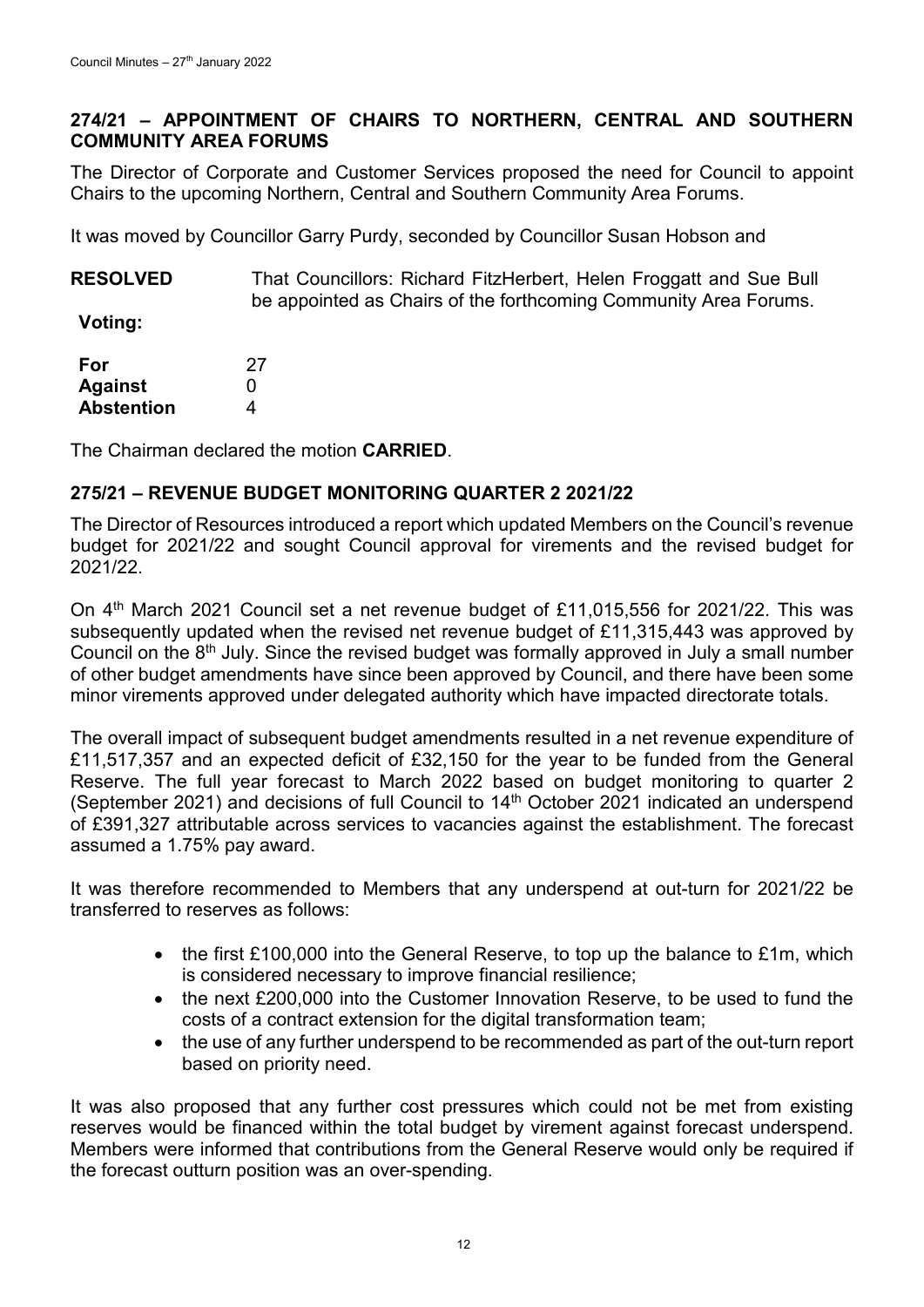## 274/21 – APPOINTMENT OF CHAIRS TO NORTHERN, CENTRAL AND SOUTHERN COMMUNITY AREA FORUMS

The Director of Corporate and Customer Services proposed the need for Council to appoint Chairs to the upcoming Northern, Central and Southern Community Area Forums.

It was moved by Councillor Garry Purdy, seconded by Councillor Susan Hobson and

**RESOLVED** That Councillors: Richard FitzHerbert, Helen Froggatt and Sue Bull be appointed as Chairs of the forthcoming Community Area Forums.

**Voting:**

| | |
|---|---|
| **For** | 27 |
| **Against** | 0 |
| **Abstention** | 4 |

The Chairman declared the motion **CARRIED**.

## 275/21 – REVENUE BUDGET MONITORING QUARTER 2 2021/22

The Director of Resources introduced a report which updated Members on the Council's revenue budget for 2021/22 and sought Council approval for virements and the revised budget for 2021/22.

On 4th March 2021 Council set a net revenue budget of £11,015,556 for 2021/22. This was subsequently updated when the revised net revenue budget of £11,315,443 was approved by Council on the 8th July. Since the revised budget was formally approved in July a small number of other budget amendments have since been approved by Council, and there have been some minor virements approved under delegated authority which have impacted directorate totals.

The overall impact of subsequent budget amendments resulted in a net revenue expenditure of £11,517,357 and an expected deficit of £32,150 for the year to be funded from the General Reserve. The full year forecast to March 2022 based on budget monitoring to quarter 2 (September 2021) and decisions of full Council to 14th October 2021 indicated an underspend of £391,327 attributable across services to vacancies against the establishment. The forecast assumed a 1.75% pay award.

It was therefore recommended to Members that any underspend at out-turn for 2021/22 be transferred to reserves as follows:

- the first £100,000 into the General Reserve, to top up the balance to £1m, which is considered necessary to improve financial resilience;
- the next £200,000 into the Customer Innovation Reserve, to be used to fund the costs of a contract extension for the digital transformation team;
- the use of any further underspend to be recommended as part of the out-turn report based on priority need.

It was also proposed that any further cost pressures which could not be met from existing reserves would be financed within the total budget by virement against forecast underspend. Members were informed that contributions from the General Reserve would only be required if the forecast outturn position was an over-spending.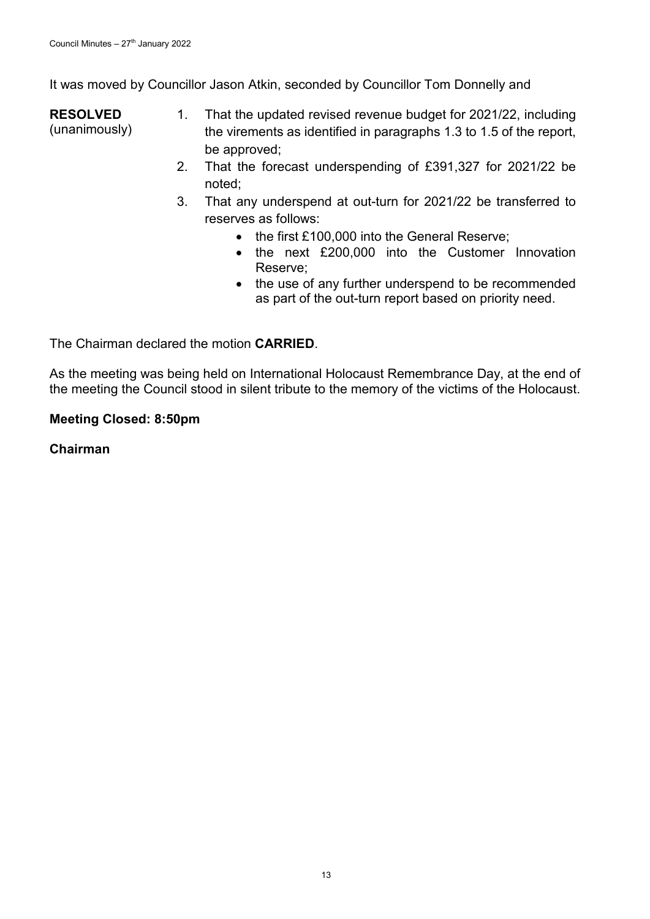It was moved by Councillor Jason Atkin, seconded by Councillor Tom Donnelly and

**RESOLVED** (unanimously)

1. That the updated revised revenue budget for 2021/22, including the virements as identified in paragraphs 1.3 to 1.5 of the report, be approved;
2. That the forecast underspending of £391,327 for 2021/22 be noted;
3. That any underspend at out-turn for 2021/22 be transferred to reserves as follows:
   - the first £100,000 into the General Reserve;
   - the next £200,000 into the Customer Innovation Reserve;
   - the use of any further underspend to be recommended as part of the out-turn report based on priority need.

The Chairman declared the motion **CARRIED**.

As the meeting was being held on International Holocaust Remembrance Day, at the end of the meeting the Council stood in silent tribute to the memory of the victims of the Holocaust.

**Meeting Closed: 8:50pm**

**Chairman**